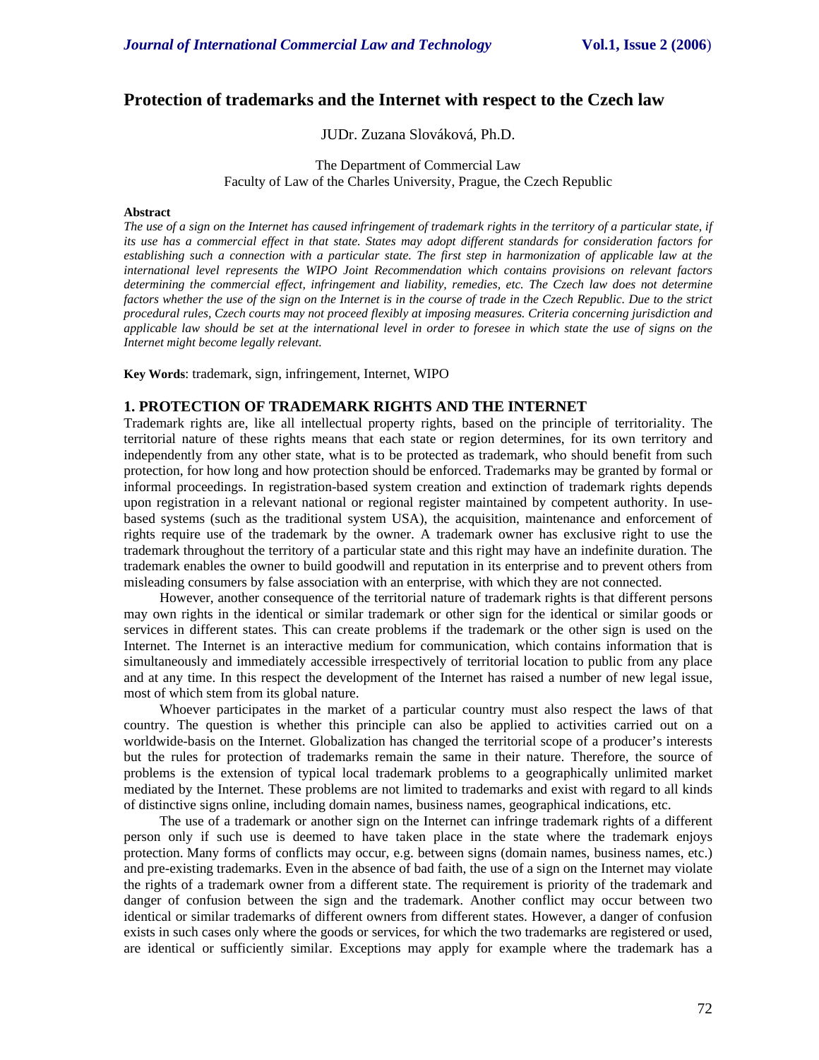# Protection of trademarks and the Internet with respect to the Czech law

JUDr. Zuzana Slováková, Ph.D.

The Department of Commercial Law
Faculty of Law of the Charles University, Prague, the Czech Republic

**Abstract**

*The use of a sign on the Internet has caused infringement of trademark rights in the territory of a particular state, if its use has a commercial effect in that state. States may adopt different standards for consideration factors for establishing such a connection with a particular state. The first step in harmonization of applicable law at the international level represents the WIPO Joint Recommendation which contains provisions on relevant factors determining the commercial effect, infringement and liability, remedies, etc. The Czech law does not determine factors whether the use of the sign on the Internet is in the course of trade in the Czech Republic. Due to the strict procedural rules, Czech courts may not proceed flexibly at imposing measures. Criteria concerning jurisdiction and applicable law should be set at the international level in order to foresee in which state the use of signs on the Internet might become legally relevant.*

**Key Words**: trademark, sign, infringement, Internet, WIPO

## 1. PROTECTION OF TRADEMARK RIGHTS AND THE INTERNET

Trademark rights are, like all intellectual property rights, based on the principle of territoriality. The territorial nature of these rights means that each state or region determines, for its own territory and independently from any other state, what is to be protected as trademark, who should benefit from such protection, for how long and how protection should be enforced. Trademarks may be granted by formal or informal proceedings. In registration-based system creation and extinction of trademark rights depends upon registration in a relevant national or regional register maintained by competent authority. In use-based systems (such as the traditional system USA), the acquisition, maintenance and enforcement of rights require use of the trademark by the owner. A trademark owner has exclusive right to use the trademark throughout the territory of a particular state and this right may have an indefinite duration. The trademark enables the owner to build goodwill and reputation in its enterprise and to prevent others from misleading consumers by false association with an enterprise, with which they are not connected.

However, another consequence of the territorial nature of trademark rights is that different persons may own rights in the identical or similar trademark or other sign for the identical or similar goods or services in different states. This can create problems if the trademark or the other sign is used on the Internet. The Internet is an interactive medium for communication, which contains information that is simultaneously and immediately accessible irrespectively of territorial location to public from any place and at any time. In this respect the development of the Internet has raised a number of new legal issue, most of which stem from its global nature.

Whoever participates in the market of a particular country must also respect the laws of that country. The question is whether this principle can also be applied to activities carried out on a worldwide-basis on the Internet. Globalization has changed the territorial scope of a producer's interests but the rules for protection of trademarks remain the same in their nature. Therefore, the source of problems is the extension of typical local trademark problems to a geographically unlimited market mediated by the Internet. These problems are not limited to trademarks and exist with regard to all kinds of distinctive signs online, including domain names, business names, geographical indications, etc.

The use of a trademark or another sign on the Internet can infringe trademark rights of a different person only if such use is deemed to have taken place in the state where the trademark enjoys protection. Many forms of conflicts may occur, e.g. between signs (domain names, business names, etc.) and pre-existing trademarks. Even in the absence of bad faith, the use of a sign on the Internet may violate the rights of a trademark owner from a different state. The requirement is priority of the trademark and danger of confusion between the sign and the trademark. Another conflict may occur between two identical or similar trademarks of different owners from different states. However, a danger of confusion exists in such cases only where the goods or services, for which the two trademarks are registered or used, are identical or sufficiently similar. Exceptions may apply for example where the trademark has a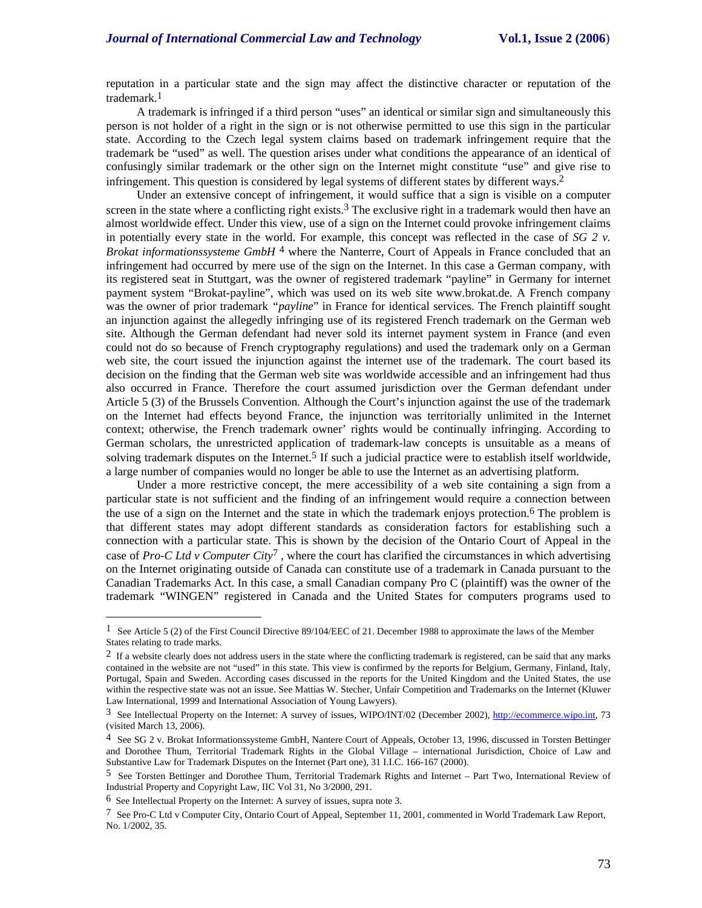reputation in a particular state and the sign may affect the distinctive character or reputation of the trademark.[1]

A trademark is infringed if a third person "uses" an identical or similar sign and simultaneously this person is not holder of a right in the sign or is not otherwise permitted to use this sign in the particular state. According to the Czech legal system claims based on trademark infringement require that the trademark be "used" as well. The question arises under what conditions the appearance of an identical of confusingly similar trademark or the other sign on the Internet might constitute "use" and give rise to infringement. This question is considered by legal systems of different states by different ways.[2]

Under an extensive concept of infringement, it would suffice that a sign is visible on a computer screen in the state where a conflicting right exists.[3] The exclusive right in a trademark would then have an almost worldwide effect. Under this view, use of a sign on the Internet could provoke infringement claims in potentially every state in the world. For example, this concept was reflected in the case of *SG 2 v. Brokat informationssysteme GmbH* [4] where the Nanterre, Court of Appeals in France concluded that an infringement had occurred by mere use of the sign on the Internet. In this case a German company, with its registered seat in Stuttgart, was the owner of registered trademark "payline" in Germany for internet payment system "Brokat-payline", which was used on its web site www.brokat.de. A French company was the owner of prior trademark *"payline*" in France for identical services. The French plaintiff sought an injunction against the allegedly infringing use of its registered French trademark on the German web site. Although the German defendant had never sold its internet payment system in France (and even could not do so because of French cryptography regulations) and used the trademark only on a German web site, the court issued the injunction against the internet use of the trademark. The court based its decision on the finding that the German web site was worldwide accessible and an infringement had thus also occurred in France. Therefore the court assumed jurisdiction over the German defendant under Article 5 (3) of the Brussels Convention. Although the Court's injunction against the use of the trademark on the Internet had effects beyond France, the injunction was territorially unlimited in the Internet context; otherwise, the French trademark owner' rights would be continually infringing. According to German scholars, the unrestricted application of trademark-law concepts is unsuitable as a means of solving trademark disputes on the Internet.[5] If such a judicial practice were to establish itself worldwide, a large number of companies would no longer be able to use the Internet as an advertising platform.

Under a more restrictive concept, the mere accessibility of a web site containing a sign from a particular state is not sufficient and the finding of an infringement would require a connection between the use of a sign on the Internet and the state in which the trademark enjoys protection.[6] The problem is that different states may adopt different standards as consideration factors for establishing such a connection with a particular state. This is shown by the decision of the Ontario Court of Appeal in the case of *Pro-C Ltd v Computer City*[7] , where the court has clarified the circumstances in which advertising on the Internet originating outside of Canada can constitute use of a trademark in Canada pursuant to the Canadian Trademarks Act. In this case, a small Canadian company Pro C (plaintiff) was the owner of the trademark "WINGEN" registered in Canada and the United States for computers programs used to

---

[1] See Article 5 (2) of the First Council Directive 89/104/EEC of 21. December 1988 to approximate the laws of the Member States relating to trade marks.

[2] If a website clearly does not address users in the state where the conflicting trademark is registered, can be said that any marks contained in the website are not "used" in this state. This view is confirmed by the reports for Belgium, Germany, Finland, Italy, Portugal, Spain and Sweden. According cases discussed in the reports for the United Kingdom and the United States, the use within the respective state was not an issue. See Mattias W. Stecher, Unfair Competition and Trademarks on the Internet (Kluwer Law International, 1999 and International Association of Young Lawyers).

[3] See Intellectual Property on the Internet: A survey of issues, WIPO/INT/02 (December 2002), http://ecommerce.wipo.int, 73 (visited March 13, 2006).

[4] See SG 2 v. Brokat Informationssysteme GmbH, Nantere Court of Appeals, October 13, 1996, discussed in Torsten Bettinger and Dorothee Thum, Territorial Trademark Rights in the Global Village – international Jurisdiction, Choice of Law and Substantive Law for Trademark Disputes on the Internet (Part one), 31 I.I.C. 166-167 (2000).

[5] See Torsten Bettinger and Dorothee Thum, Territorial Trademark Rights and Internet – Part Two, International Review of Industrial Property and Copyright Law, IIC Vol 31, No 3/2000, 291.

[6] See Intellectual Property on the Internet: A survey of issues, supra note 3.

[7] See Pro-C Ltd v Computer City, Ontario Court of Appeal, September 11, 2001, commented in World Trademark Law Report, No. 1/2002, 35.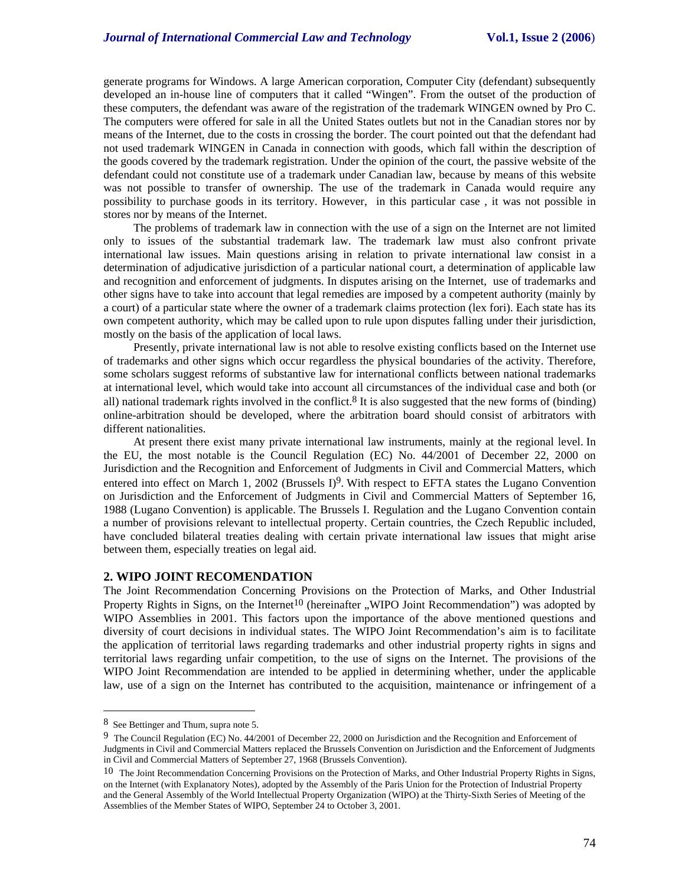generate programs for Windows. A large American corporation, Computer City (defendant) subsequently developed an in-house line of computers that it called "Wingen". From the outset of the production of these computers, the defendant was aware of the registration of the trademark WINGEN owned by Pro C. The computers were offered for sale in all the United States outlets but not in the Canadian stores nor by means of the Internet, due to the costs in crossing the border. The court pointed out that the defendant had not used trademark WINGEN in Canada in connection with goods, which fall within the description of the goods covered by the trademark registration. Under the opinion of the court, the passive website of the defendant could not constitute use of a trademark under Canadian law, because by means of this website was not possible to transfer of ownership. The use of the trademark in Canada would require any possibility to purchase goods in its territory. However, in this particular case , it was not possible in stores nor by means of the Internet.

The problems of trademark law in connection with the use of a sign on the Internet are not limited only to issues of the substantial trademark law. The trademark law must also confront private international law issues. Main questions arising in relation to private international law consist in a determination of adjudicative jurisdiction of a particular national court, a determination of applicable law and recognition and enforcement of judgments. In disputes arising on the Internet, use of trademarks and other signs have to take into account that legal remedies are imposed by a competent authority (mainly by a court) of a particular state where the owner of a trademark claims protection (lex fori). Each state has its own competent authority, which may be called upon to rule upon disputes falling under their jurisdiction, mostly on the basis of the application of local laws.

Presently, private international law is not able to resolve existing conflicts based on the Internet use of trademarks and other signs which occur regardless the physical boundaries of the activity. Therefore, some scholars suggest reforms of substantive law for international conflicts between national trademarks at international level, which would take into account all circumstances of the individual case and both (or all) national trademark rights involved in the conflict.[8] It is also suggested that the new forms of (binding) online-arbitration should be developed, where the arbitration board should consist of arbitrators with different nationalities.

At present there exist many private international law instruments, mainly at the regional level. In the EU, the most notable is the Council Regulation (EC) No. 44/2001 of December 22, 2000 on Jurisdiction and the Recognition and Enforcement of Judgments in Civil and Commercial Matters, which entered into effect on March 1, 2002 (Brussels I)[9]. With respect to EFTA states the Lugano Convention on Jurisdiction and the Enforcement of Judgments in Civil and Commercial Matters of September 16, 1988 (Lugano Convention) is applicable. The Brussels I. Regulation and the Lugano Convention contain a number of provisions relevant to intellectual property. Certain countries, the Czech Republic included, have concluded bilateral treaties dealing with certain private international law issues that might arise between them, especially treaties on legal aid.

## 2. WIPO JOINT RECOMENDATION

The Joint Recommendation Concerning Provisions on the Protection of Marks, and Other Industrial Property Rights in Signs, on the Internet[10] (hereinafter „WIPO Joint Recommendation") was adopted by WIPO Assemblies in 2001. This factors upon the importance of the above mentioned questions and diversity of court decisions in individual states. The WIPO Joint Recommendation's aim is to facilitate the application of territorial laws regarding trademarks and other industrial property rights in signs and territorial laws regarding unfair competition, to the use of signs on the Internet. The provisions of the WIPO Joint Recommendation are intended to be applied in determining whether, under the applicable law, use of a sign on the Internet has contributed to the acquisition, maintenance or infringement of a

---

[8] See Bettinger and Thum, supra note 5.

[9] The Council Regulation (EC) No. 44/2001 of December 22, 2000 on Jurisdiction and the Recognition and Enforcement of Judgments in Civil and Commercial Matters replaced the Brussels Convention on Jurisdiction and the Enforcement of Judgments in Civil and Commercial Matters of September 27, 1968 (Brussels Convention).

[10] The Joint Recommendation Concerning Provisions on the Protection of Marks, and Other Industrial Property Rights in Signs, on the Internet (with Explanatory Notes), adopted by the Assembly of the Paris Union for the Protection of Industrial Property and the General Assembly of the World Intellectual Property Organization (WIPO) at the Thirty-Sixth Series of Meeting of the Assemblies of the Member States of WIPO, September 24 to October 3, 2001.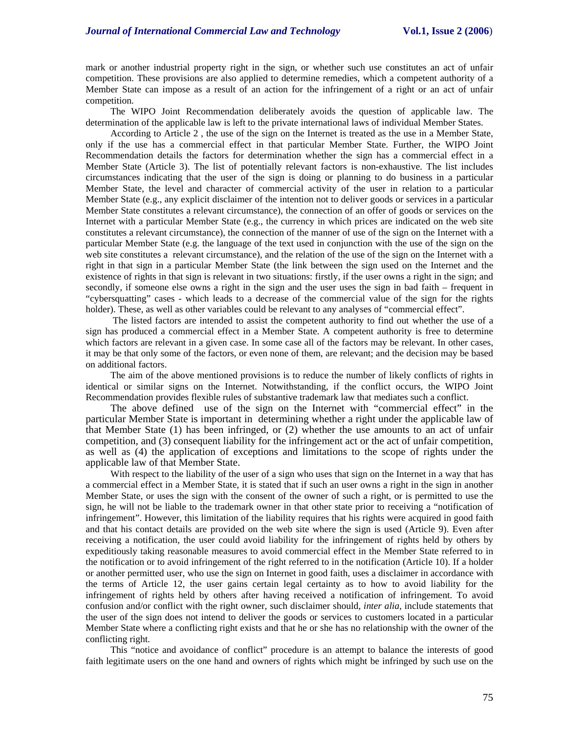mark or another industrial property right in the sign, or whether such use constitutes an act of unfair competition. These provisions are also applied to determine remedies, which a competent authority of a Member State can impose as a result of an action for the infringement of a right or an act of unfair competition.

The WIPO Joint Recommendation deliberately avoids the question of applicable law. The determination of the applicable law is left to the private international laws of individual Member States.

According to Article 2 , the use of the sign on the Internet is treated as the use in a Member State, only if the use has a commercial effect in that particular Member State. Further, the WIPO Joint Recommendation details the factors for determination whether the sign has a commercial effect in a Member State (Article 3). The list of potentially relevant factors is non-exhaustive. The list includes circumstances indicating that the user of the sign is doing or planning to do business in a particular Member State, the level and character of commercial activity of the user in relation to a particular Member State (e.g., any explicit disclaimer of the intention not to deliver goods or services in a particular Member State constitutes a relevant circumstance), the connection of an offer of goods or services on the Internet with a particular Member State (e.g., the currency in which prices are indicated on the web site constitutes a relevant circumstance), the connection of the manner of use of the sign on the Internet with a particular Member State (e.g. the language of the text used in conjunction with the use of the sign on the web site constitutes a relevant circumstance), and the relation of the use of the sign on the Internet with a right in that sign in a particular Member State (the link between the sign used on the Internet and the existence of rights in that sign is relevant in two situations: firstly, if the user owns a right in the sign; and secondly, if someone else owns a right in the sign and the user uses the sign in bad faith – frequent in "cybersquatting" cases - which leads to a decrease of the commercial value of the sign for the rights holder). These, as well as other variables could be relevant to any analyses of "commercial effect".

The listed factors are intended to assist the competent authority to find out whether the use of a sign has produced a commercial effect in a Member State. A competent authority is free to determine which factors are relevant in a given case. In some case all of the factors may be relevant. In other cases, it may be that only some of the factors, or even none of them, are relevant; and the decision may be based on additional factors.

The aim of the above mentioned provisions is to reduce the number of likely conflicts of rights in identical or similar signs on the Internet. Notwithstanding, if the conflict occurs, the WIPO Joint Recommendation provides flexible rules of substantive trademark law that mediates such a conflict.

The above defined use of the sign on the Internet with "commercial effect" in the particular Member State is important in determining whether a right under the applicable law of that Member State (1) has been infringed, or (2) whether the use amounts to an act of unfair competition, and (3) consequent liability for the infringement act or the act of unfair competition, as well as (4) the application of exceptions and limitations to the scope of rights under the applicable law of that Member State.

With respect to the liability of the user of a sign who uses that sign on the Internet in a way that has a commercial effect in a Member State, it is stated that if such an user owns a right in the sign in another Member State, or uses the sign with the consent of the owner of such a right, or is permitted to use the sign, he will not be liable to the trademark owner in that other state prior to receiving a "notification of infringement". However, this limitation of the liability requires that his rights were acquired in good faith and that his contact details are provided on the web site where the sign is used (Article 9). Even after receiving a notification, the user could avoid liability for the infringement of rights held by others by expeditiously taking reasonable measures to avoid commercial effect in the Member State referred to in the notification or to avoid infringement of the right referred to in the notification (Article 10). If a holder or another permitted user, who use the sign on Internet in good faith, uses a disclaimer in accordance with the terms of Article 12, the user gains certain legal certainty as to how to avoid liability for the infringement of rights held by others after having received a notification of infringement. To avoid confusion and/or conflict with the right owner, such disclaimer should, *inter alia*, include statements that the user of the sign does not intend to deliver the goods or services to customers located in a particular Member State where a conflicting right exists and that he or she has no relationship with the owner of the conflicting right.

This "notice and avoidance of conflict" procedure is an attempt to balance the interests of good faith legitimate users on the one hand and owners of rights which might be infringed by such use on the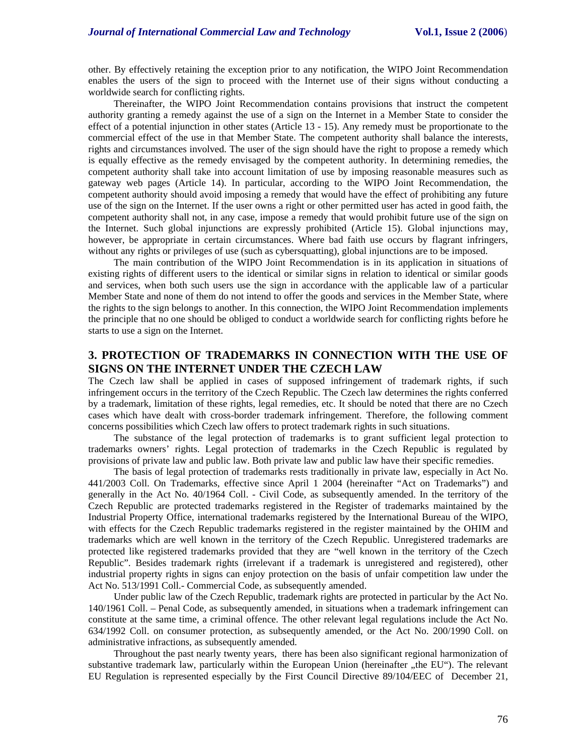other. By effectively retaining the exception prior to any notification, the WIPO Joint Recommendation enables the users of the sign to proceed with the Internet use of their signs without conducting a worldwide search for conflicting rights.

Thereinafter, the WIPO Joint Recommendation contains provisions that instruct the competent authority granting a remedy against the use of a sign on the Internet in a Member State to consider the effect of a potential injunction in other states (Article 13 - 15). Any remedy must be proportionate to the commercial effect of the use in that Member State. The competent authority shall balance the interests, rights and circumstances involved. The user of the sign should have the right to propose a remedy which is equally effective as the remedy envisaged by the competent authority. In determining remedies, the competent authority shall take into account limitation of use by imposing reasonable measures such as gateway web pages (Article 14). In particular, according to the WIPO Joint Recommendation, the competent authority should avoid imposing a remedy that would have the effect of prohibiting any future use of the sign on the Internet. If the user owns a right or other permitted user has acted in good faith, the competent authority shall not, in any case, impose a remedy that would prohibit future use of the sign on the Internet. Such global injunctions are expressly prohibited (Article 15). Global injunctions may, however, be appropriate in certain circumstances. Where bad faith use occurs by flagrant infringers, without any rights or privileges of use (such as cybersquatting), global injunctions are to be imposed.

The main contribution of the WIPO Joint Recommendation is in its application in situations of existing rights of different users to the identical or similar signs in relation to identical or similar goods and services, when both such users use the sign in accordance with the applicable law of a particular Member State and none of them do not intend to offer the goods and services in the Member State, where the rights to the sign belongs to another. In this connection, the WIPO Joint Recommendation implements the principle that no one should be obliged to conduct a worldwide search for conflicting rights before he starts to use a sign on the Internet.

## 3. PROTECTION OF TRADEMARKS IN CONNECTION WITH THE USE OF SIGNS ON THE INTERNET UNDER THE CZECH LAW

The Czech law shall be applied in cases of supposed infringement of trademark rights, if such infringement occurs in the territory of the Czech Republic. The Czech law determines the rights conferred by a trademark, limitation of these rights, legal remedies, etc. It should be noted that there are no Czech cases which have dealt with cross-border trademark infringement. Therefore, the following comment concerns possibilities which Czech law offers to protect trademark rights in such situations.

The substance of the legal protection of trademarks is to grant sufficient legal protection to trademarks owners' rights. Legal protection of trademarks in the Czech Republic is regulated by provisions of private law and public law. Both private law and public law have their specific remedies.

The basis of legal protection of trademarks rests traditionally in private law, especially in Act No. 441/2003 Coll. On Trademarks, effective since April 1 2004 (hereinafter "Act on Trademarks") and generally in the Act No. 40/1964 Coll. - Civil Code, as subsequently amended. In the territory of the Czech Republic are protected trademarks registered in the Register of trademarks maintained by the Industrial Property Office, international trademarks registered by the International Bureau of the WIPO, with effects for the Czech Republic trademarks registered in the register maintained by the OHIM and trademarks which are well known in the territory of the Czech Republic. Unregistered trademarks are protected like registered trademarks provided that they are "well known in the territory of the Czech Republic". Besides trademark rights (irrelevant if a trademark is unregistered and registered), other industrial property rights in signs can enjoy protection on the basis of unfair competition law under the Act No. 513/1991 Coll.- Commercial Code, as subsequently amended.

Under public law of the Czech Republic, trademark rights are protected in particular by the Act No. 140/1961 Coll. – Penal Code, as subsequently amended, in situations when a trademark infringement can constitute at the same time, a criminal offence. The other relevant legal regulations include the Act No. 634/1992 Coll. on consumer protection, as subsequently amended, or the Act No. 200/1990 Coll. on administrative infractions, as subsequently amended.

Throughout the past nearly twenty years, there has been also significant regional harmonization of substantive trademark law, particularly within the European Union (hereinafter „the EU"). The relevant EU Regulation is represented especially by the First Council Directive 89/104/EEC of December 21,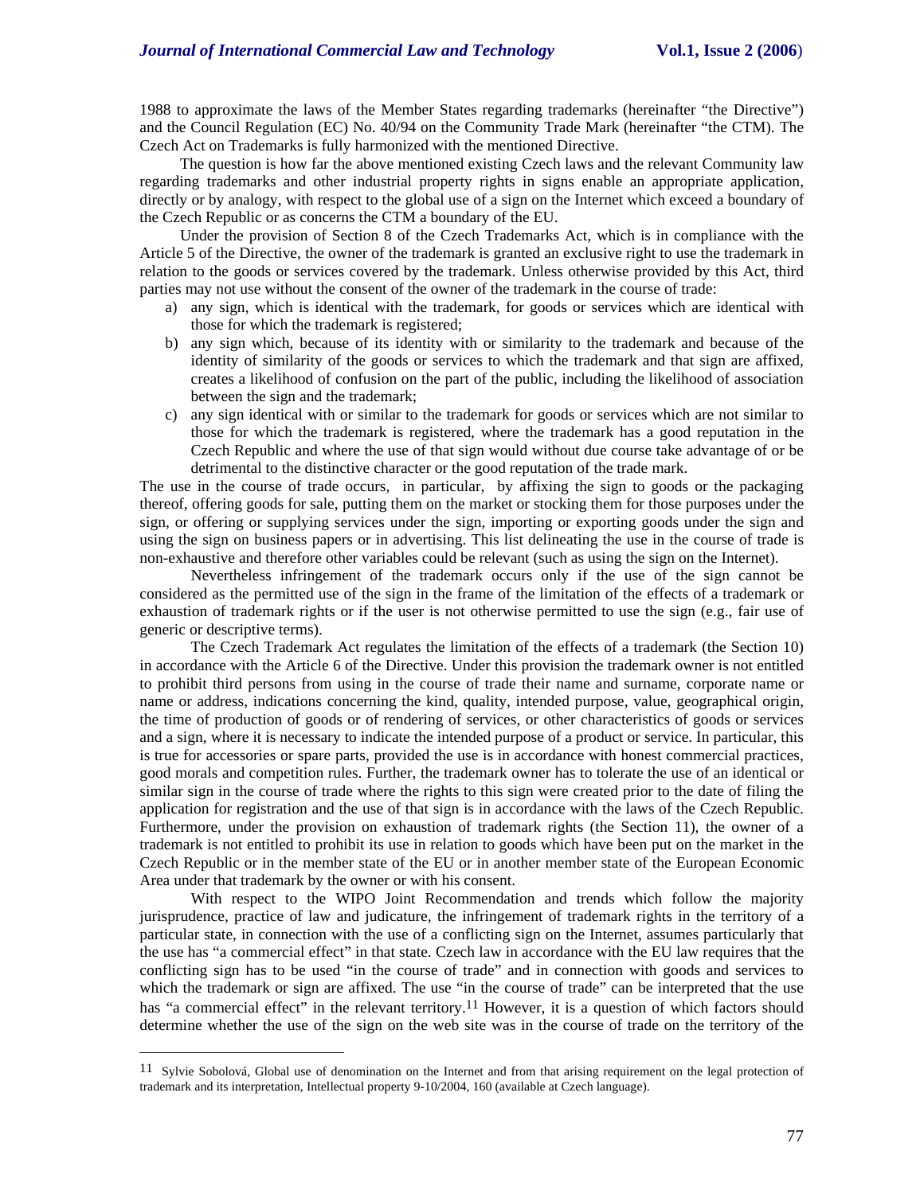1988 to approximate the laws of the Member States regarding trademarks (hereinafter "the Directive") and the Council Regulation (EC) No. 40/94 on the Community Trade Mark (hereinafter "the CTM). The Czech Act on Trademarks is fully harmonized with the mentioned Directive.

The question is how far the above mentioned existing Czech laws and the relevant Community law regarding trademarks and other industrial property rights in signs enable an appropriate application, directly or by analogy, with respect to the global use of a sign on the Internet which exceed a boundary of the Czech Republic or as concerns the CTM a boundary of the EU.

Under the provision of Section 8 of the Czech Trademarks Act, which is in compliance with the Article 5 of the Directive, the owner of the trademark is granted an exclusive right to use the trademark in relation to the goods or services covered by the trademark. Unless otherwise provided by this Act, third parties may not use without the consent of the owner of the trademark in the course of trade:

a) any sign, which is identical with the trademark, for goods or services which are identical with those for which the trademark is registered;
b) any sign which, because of its identity with or similarity to the trademark and because of the identity of similarity of the goods or services to which the trademark and that sign are affixed, creates a likelihood of confusion on the part of the public, including the likelihood of association between the sign and the trademark;
c) any sign identical with or similar to the trademark for goods or services which are not similar to those for which the trademark is registered, where the trademark has a good reputation in the Czech Republic and where the use of that sign would without due course take advantage of or be detrimental to the distinctive character or the good reputation of the trade mark.

The use in the course of trade occurs, in particular, by affixing the sign to goods or the packaging thereof, offering goods for sale, putting them on the market or stocking them for those purposes under the sign, or offering or supplying services under the sign, importing or exporting goods under the sign and using the sign on business papers or in advertising. This list delineating the use in the course of trade is non-exhaustive and therefore other variables could be relevant (such as using the sign on the Internet).

Nevertheless infringement of the trademark occurs only if the use of the sign cannot be considered as the permitted use of the sign in the frame of the limitation of the effects of a trademark or exhaustion of trademark rights or if the user is not otherwise permitted to use the sign (e.g., fair use of generic or descriptive terms).

The Czech Trademark Act regulates the limitation of the effects of a trademark (the Section 10) in accordance with the Article 6 of the Directive. Under this provision the trademark owner is not entitled to prohibit third persons from using in the course of trade their name and surname, corporate name or name or address, indications concerning the kind, quality, intended purpose, value, geographical origin, the time of production of goods or of rendering of services, or other characteristics of goods or services and a sign, where it is necessary to indicate the intended purpose of a product or service. In particular, this is true for accessories or spare parts, provided the use is in accordance with honest commercial practices, good morals and competition rules. Further, the trademark owner has to tolerate the use of an identical or similar sign in the course of trade where the rights to this sign were created prior to the date of filing the application for registration and the use of that sign is in accordance with the laws of the Czech Republic. Furthermore, under the provision on exhaustion of trademark rights (the Section 11), the owner of a trademark is not entitled to prohibit its use in relation to goods which have been put on the market in the Czech Republic or in the member state of the EU or in another member state of the European Economic Area under that trademark by the owner or with his consent.

With respect to the WIPO Joint Recommendation and trends which follow the majority jurisprudence, practice of law and judicature, the infringement of trademark rights in the territory of a particular state, in connection with the use of a conflicting sign on the Internet, assumes particularly that the use has "a commercial effect" in that state. Czech law in accordance with the EU law requires that the conflicting sign has to be used "in the course of trade" and in connection with goods and services to which the trademark or sign are affixed. The use "in the course of trade" can be interpreted that the use has "a commercial effect" in the relevant territory.[11] However, it is a question of which factors should determine whether the use of the sign on the web site was in the course of trade on the territory of the

---

[11] Sylvie Sobolová, Global use of denomination on the Internet and from that arising requirement on the legal protection of trademark and its interpretation, Intellectual property 9-10/2004, 160 (available at Czech language).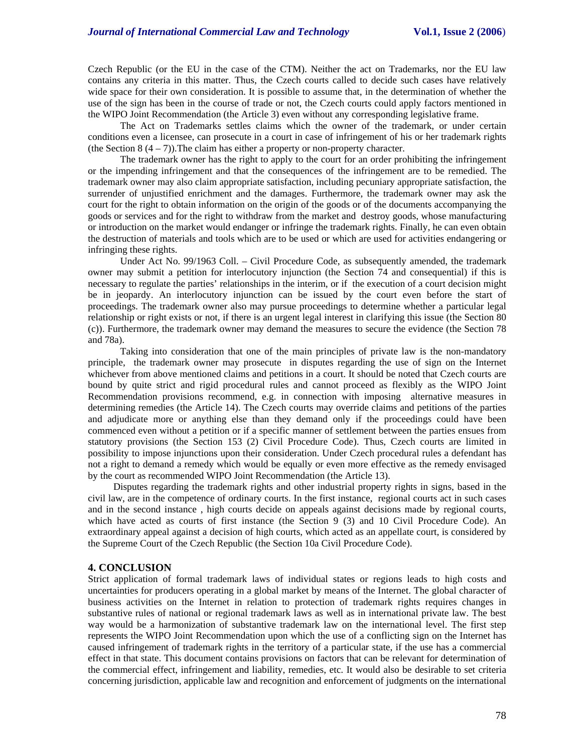Czech Republic (or the EU in the case of the CTM). Neither the act on Trademarks, nor the EU law contains any criteria in this matter. Thus, the Czech courts called to decide such cases have relatively wide space for their own consideration. It is possible to assume that, in the determination of whether the use of the sign has been in the course of trade or not, the Czech courts could apply factors mentioned in the WIPO Joint Recommendation (the Article 3) even without any corresponding legislative frame.

The Act on Trademarks settles claims which the owner of the trademark, or under certain conditions even a licensee, can prosecute in a court in case of infringement of his or her trademark rights (the Section 8 (4 – 7)).The claim has either a property or non-property character.

The trademark owner has the right to apply to the court for an order prohibiting the infringement or the impending infringement and that the consequences of the infringement are to be remedied. The trademark owner may also claim appropriate satisfaction, including pecuniary appropriate satisfaction, the surrender of unjustified enrichment and the damages. Furthermore, the trademark owner may ask the court for the right to obtain information on the origin of the goods or of the documents accompanying the goods or services and for the right to withdraw from the market and destroy goods, whose manufacturing or introduction on the market would endanger or infringe the trademark rights. Finally, he can even obtain the destruction of materials and tools which are to be used or which are used for activities endangering or infringing these rights.

Under Act No. 99/1963 Coll. – Civil Procedure Code, as subsequently amended, the trademark owner may submit a petition for interlocutory injunction (the Section 74 and consequential) if this is necessary to regulate the parties' relationships in the interim, or if the execution of a court decision might be in jeopardy. An interlocutory injunction can be issued by the court even before the start of proceedings. The trademark owner also may pursue proceedings to determine whether a particular legal relationship or right exists or not, if there is an urgent legal interest in clarifying this issue (the Section 80 (c)). Furthermore, the trademark owner may demand the measures to secure the evidence (the Section 78 and 78a).

Taking into consideration that one of the main principles of private law is the non-mandatory principle, the trademark owner may prosecute in disputes regarding the use of sign on the Internet whichever from above mentioned claims and petitions in a court. It should be noted that Czech courts are bound by quite strict and rigid procedural rules and cannot proceed as flexibly as the WIPO Joint Recommendation provisions recommend, e.g. in connection with imposing alternative measures in determining remedies (the Article 14). The Czech courts may override claims and petitions of the parties and adjudicate more or anything else than they demand only if the proceedings could have been commenced even without a petition or if a specific manner of settlement between the parties ensues from statutory provisions (the Section 153 (2) Civil Procedure Code). Thus, Czech courts are limited in possibility to impose injunctions upon their consideration. Under Czech procedural rules a defendant has not a right to demand a remedy which would be equally or even more effective as the remedy envisaged by the court as recommended WIPO Joint Recommendation (the Article 13).

Disputes regarding the trademark rights and other industrial property rights in signs, based in the civil law, are in the competence of ordinary courts. In the first instance, regional courts act in such cases and in the second instance , high courts decide on appeals against decisions made by regional courts, which have acted as courts of first instance (the Section 9 (3) and 10 Civil Procedure Code). An extraordinary appeal against a decision of high courts, which acted as an appellate court, is considered by the Supreme Court of the Czech Republic (the Section 10a Civil Procedure Code).

## 4. CONCLUSION

Strict application of formal trademark laws of individual states or regions leads to high costs and uncertainties for producers operating in a global market by means of the Internet. The global character of business activities on the Internet in relation to protection of trademark rights requires changes in substantive rules of national or regional trademark laws as well as in international private law. The best way would be a harmonization of substantive trademark law on the international level. The first step represents the WIPO Joint Recommendation upon which the use of a conflicting sign on the Internet has caused infringement of trademark rights in the territory of a particular state, if the use has a commercial effect in that state. This document contains provisions on factors that can be relevant for determination of the commercial effect, infringement and liability, remedies, etc. It would also be desirable to set criteria concerning jurisdiction, applicable law and recognition and enforcement of judgments on the international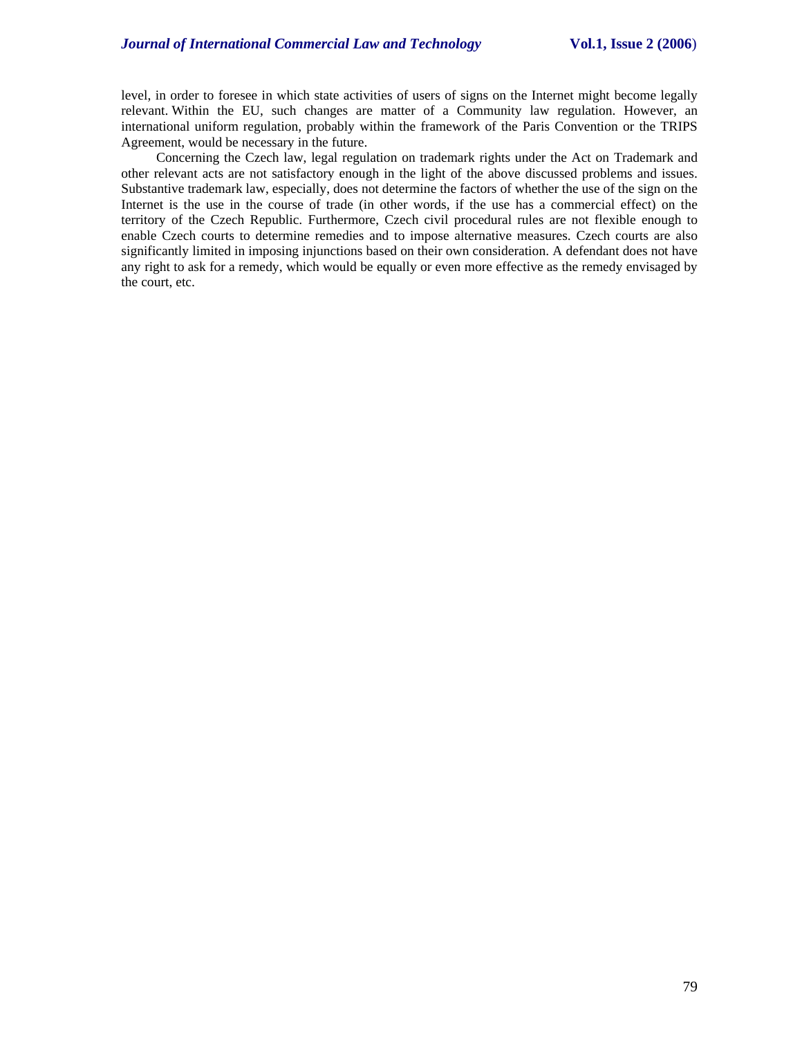level, in order to foresee in which state activities of users of signs on the Internet might become legally relevant. Within the EU, such changes are matter of a Community law regulation. However, an international uniform regulation, probably within the framework of the Paris Convention or the TRIPS Agreement, would be necessary in the future.

Concerning the Czech law, legal regulation on trademark rights under the Act on Trademark and other relevant acts are not satisfactory enough in the light of the above discussed problems and issues. Substantive trademark law, especially, does not determine the factors of whether the use of the sign on the Internet is the use in the course of trade (in other words, if the use has a commercial effect) on the territory of the Czech Republic. Furthermore, Czech civil procedural rules are not flexible enough to enable Czech courts to determine remedies and to impose alternative measures. Czech courts are also significantly limited in imposing injunctions based on their own consideration. A defendant does not have any right to ask for a remedy, which would be equally or even more effective as the remedy envisaged by the court, etc.